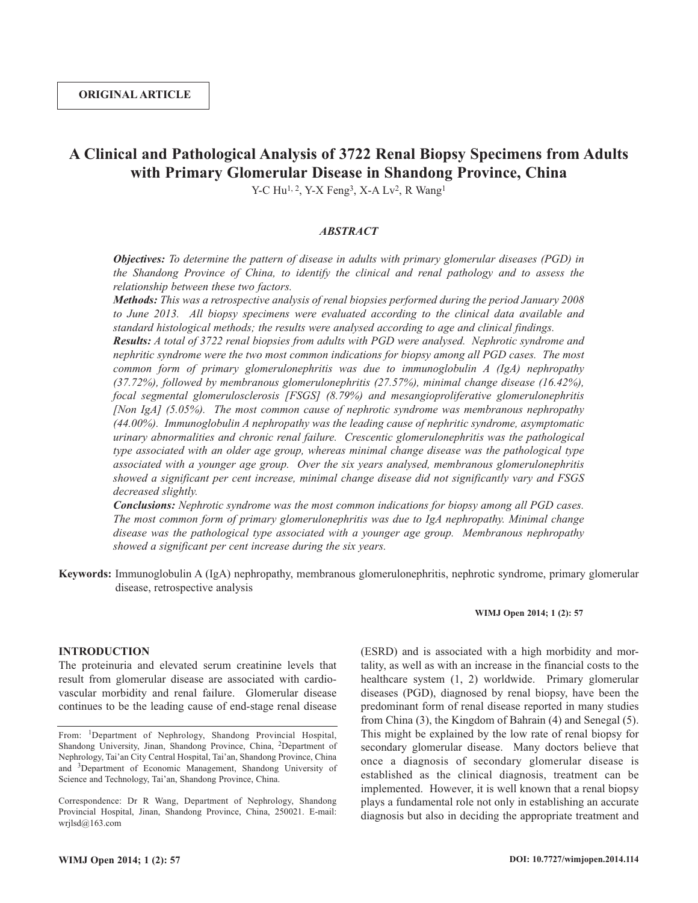**ORIGINAL ARTICLE**

# A Clinical and Pathological Analysis of 3722 Renal Biopsy Specimens from Adults with Primary Glomerular Disease in Shandong Province, China

Y-C Hu[1, 2], Y-X Feng[3], X-A Lv[2], R Wang[1]

## *ABSTRACT*

***Objectives:*** *To determine the pattern of disease in adults with primary glomerular diseases (PGD) in the Shandong Province of China, to identify the clinical and renal pathology and to assess the relationship between these two factors.*

***Methods:*** *This was a retrospective analysis of renal biopsies performed during the period January 2008 to June 2013. All biopsy specimens were evaluated according to the clinical data available and standard histological methods; the results were analysed according to age and clinical findings.*

***Results:*** *A total of 3722 renal biopsies from adults with PGD were analysed. Nephrotic syndrome and nephritic syndrome were the two most common indications for biopsy among all PGD cases. The most common form of primary glomerulonephritis was due to immunoglobulin A (IgA) nephropathy (37.72%), followed by membranous glomerulonephritis (27.57%), minimal change disease (16.42%), focal segmental glomerulosclerosis [FSGS] (8.79%) and mesangioproliferative glomerulonephritis [Non IgA] (5.05%). The most common cause of nephrotic syndrome was membranous nephropathy (44.00%). Immunoglobulin A nephropathy was the leading cause of nephritic syndrome, asymptomatic urinary abnormalities and chronic renal failure. Crescentic glomerulonephritis was the pathological type associated with an older age group, whereas minimal change disease was the pathological type associated with a younger age group. Over the six years analysed, membranous glomerulonephritis showed a significant per cent increase, minimal change disease did not significantly vary and FSGS decreased slightly.*

***Conclusions:*** *Nephrotic syndrome was the most common indications for biopsy among all PGD cases. The most common form of primary glomerulonephritis was due to IgA nephropathy. Minimal change disease was the pathological type associated with a younger age group. Membranous nephropathy showed a significant per cent increase during the six years.*

**Keywords:** Immunoglobulin A (IgA) nephropathy, membranous glomerulonephritis, nephrotic syndrome, primary glomerular disease, retrospective analysis

**WIMJ Open 2014; 1 (2): 57**

## INTRODUCTION

The proteinuria and elevated serum creatinine levels that result from glomerular disease are associated with cardiovascular morbidity and renal failure. Glomerular disease continues to be the leading cause of end-stage renal disease (ESRD) and is associated with a high morbidity and mortality, as well as with an increase in the financial costs to the healthcare system (1, 2) worldwide. Primary glomerular diseases (PGD), diagnosed by renal biopsy, have been the predominant form of renal disease reported in many studies from China (3), the Kingdom of Bahrain (4) and Senegal (5). This might be explained by the low rate of renal biopsy for secondary glomerular disease. Many doctors believe that once a diagnosis of secondary glomerular disease is established as the clinical diagnosis, treatment can be implemented. However, it is well known that a renal biopsy plays a fundamental role not only in establishing an accurate diagnosis but also in deciding the appropriate treatment and

From: [1]Department of Nephrology, Shandong Provincial Hospital, Shandong University, Jinan, Shandong Province, China, [2]Department of Nephrology, Tai'an City Central Hospital, Tai'an, Shandong Province, China and [3]Department of Economic Management, Shandong University of Science and Technology, Tai'an, Shandong Province, China.

Correspondence: Dr R Wang, Department of Nephrology, Shandong Provincial Hospital, Jinan, Shandong Province, China, 250021. E-mail: wrjlsd@163.com

DOI: 10.7727/wimjopen.2014.114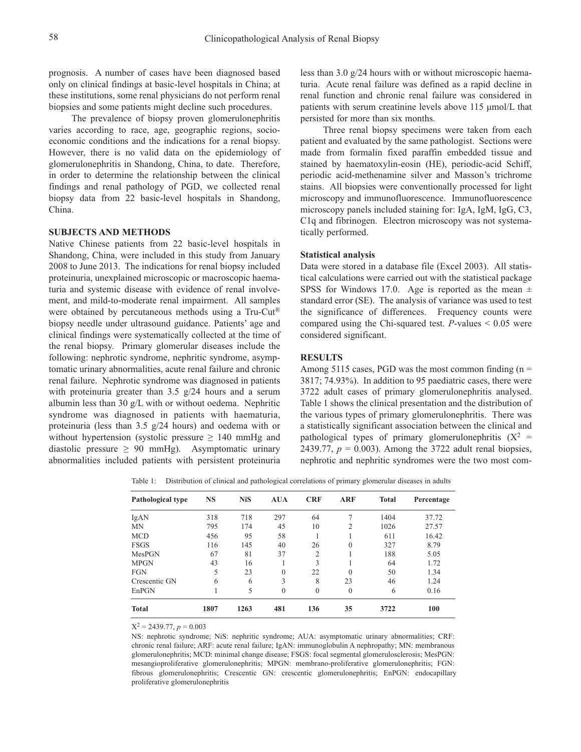prognosis. A number of cases have been diagnosed based only on clinical findings at basic-level hospitals in China; at these institutions, some renal physicians do not perform renal biopsies and some patients might decline such procedures.

The prevalence of biopsy proven glomerulonephritis varies according to race, age, geographic regions, socio-economic conditions and the indications for a renal biopsy. However, there is no valid data on the epidemiology of glomerulonephritis in Shandong, China, to date. Therefore, in order to determine the relationship between the clinical findings and renal pathology of PGD, we collected renal biopsy data from 22 basic-level hospitals in Shandong, China.

## SUBJECTS AND METHODS

Native Chinese patients from 22 basic-level hospitals in Shandong, China, were included in this study from January 2008 to June 2013. The indications for renal biopsy included proteinuria, unexplained microscopic or macroscopic haematuria and systemic disease with evidence of renal involvement, and mild-to-moderate renal impairment. All samples were obtained by percutaneous methods using a Tru-Cut® biopsy needle under ultrasound guidance. Patients' age and clinical findings were systematically collected at the time of the renal biopsy. Primary glomerular diseases include the following: nephrotic syndrome, nephritic syndrome, asymptomatic urinary abnormalities, acute renal failure and chronic renal failure. Nephrotic syndrome was diagnosed in patients with proteinuria greater than 3.5 g/24 hours and a serum albumin less than 30 g/L with or without oedema. Nephritic syndrome was diagnosed in patients with haematuria, proteinuria (less than 3.5 g/24 hours) and oedema with or without hypertension (systolic pressure $\geq$ 140 mmHg and diastolic pressure $\geq$ 90 mmHg). Asymptomatic urinary abnormalities included patients with persistent proteinuria less than 3.0 g/24 hours with or without microscopic haematuria. Acute renal failure was defined as a rapid decline in renal function and chronic renal failure was considered in patients with serum creatinine levels above 115 µmol/L that persisted for more than six months.

Three renal biopsy specimens were taken from each patient and evaluated by the same pathologist. Sections were made from formalin fixed paraffin embedded tissue and stained by haematoxylin-eosin (HE), periodic-acid Schiff, periodic acid-methenamine silver and Masson's trichrome stains. All biopsies were conventionally processed for light microscopy and immunofluorescence. Immunofluorescence microscopy panels included staining for: IgA, IgM, IgG, C3, C1q and fibrinogen. Electron microscopy was not systematically performed.

### Statistical analysis

Data were stored in a database file (Excel 2003). All statistical calculations were carried out with the statistical package SPSS for Windows 17.0. Age is reported as the mean ± standard error (SE). The analysis of variance was used to test the significance of differences. Frequency counts were compared using the Chi-squared test. *P*-values < 0.05 were considered significant.

## RESULTS

Among 5115 cases, PGD was the most common finding (n = 3817; 74.93%). In addition to 95 paediatric cases, there were 3722 adult cases of primary glomerulonephritis analysed. Table 1 shows the clinical presentation and the distribution of the various types of primary glomerulonephritis. There was a statistically significant association between the clinical and pathological types of primary glomerulonephritis ($X^2$ = 2439.77, $p$ = 0.003). Among the 3722 adult renal biopsies, nephrotic and nephritic syndromes were the two most com-

Table 1: Distribution of clinical and pathological correlations of primary glomerular diseases in adults

| Pathological type | NS | NiS | AUA | CRF | ARF | Total | Percentage |
|---|---|---|---|---|---|---|---|
| IgAN | 318 | 718 | 297 | 64 | 7 | 1404 | 37.72 |
| MN | 795 | 174 | 45 | 10 | 2 | 1026 | 27.57 |
| MCD | 456 | 95 | 58 | 1 | 1 | 611 | 16.42 |
| FSGS | 116 | 145 | 40 | 26 | 0 | 327 | 8.79 |
| MesPGN | 67 | 81 | 37 | 2 | 1 | 188 | 5.05 |
| MPGN | 43 | 16 | 1 | 3 | 1 | 64 | 1.72 |
| FGN | 5 | 23 | 0 | 22 | 0 | 50 | 1.34 |
| Crescentic GN | 6 | 6 | 3 | 8 | 23 | 46 | 1.24 |
| EnPGN | 1 | 5 | 0 | 0 | 0 | 6 | 0.16 |
| **Total** | **1807** | **1263** | **481** | **136** | **35** | **3722** | **100** |

$X^2$ = 2439.77, $p$ = 0.003

NS: nephrotic syndrome; NiS: nephritic syndrome; AUA: asymptomatic urinary abnormalities; CRF: chronic renal failure; ARF: acute renal failure; IgAN: immunoglobulin A nephropathy; MN: membranous glomerulonephritis; MCD: minimal change disease; FSGS: focal segmental glomerulosclerosis; MesPGN: mesangioproliferative glomerulonephritis; MPGN: membrano-proliferative glomerulonephritis; FGN: fibrous glomerulonephritis; Crescentic GN: crescentic glomerulonephritis; EnPGN: endocapillary proliferative glomerulonephritis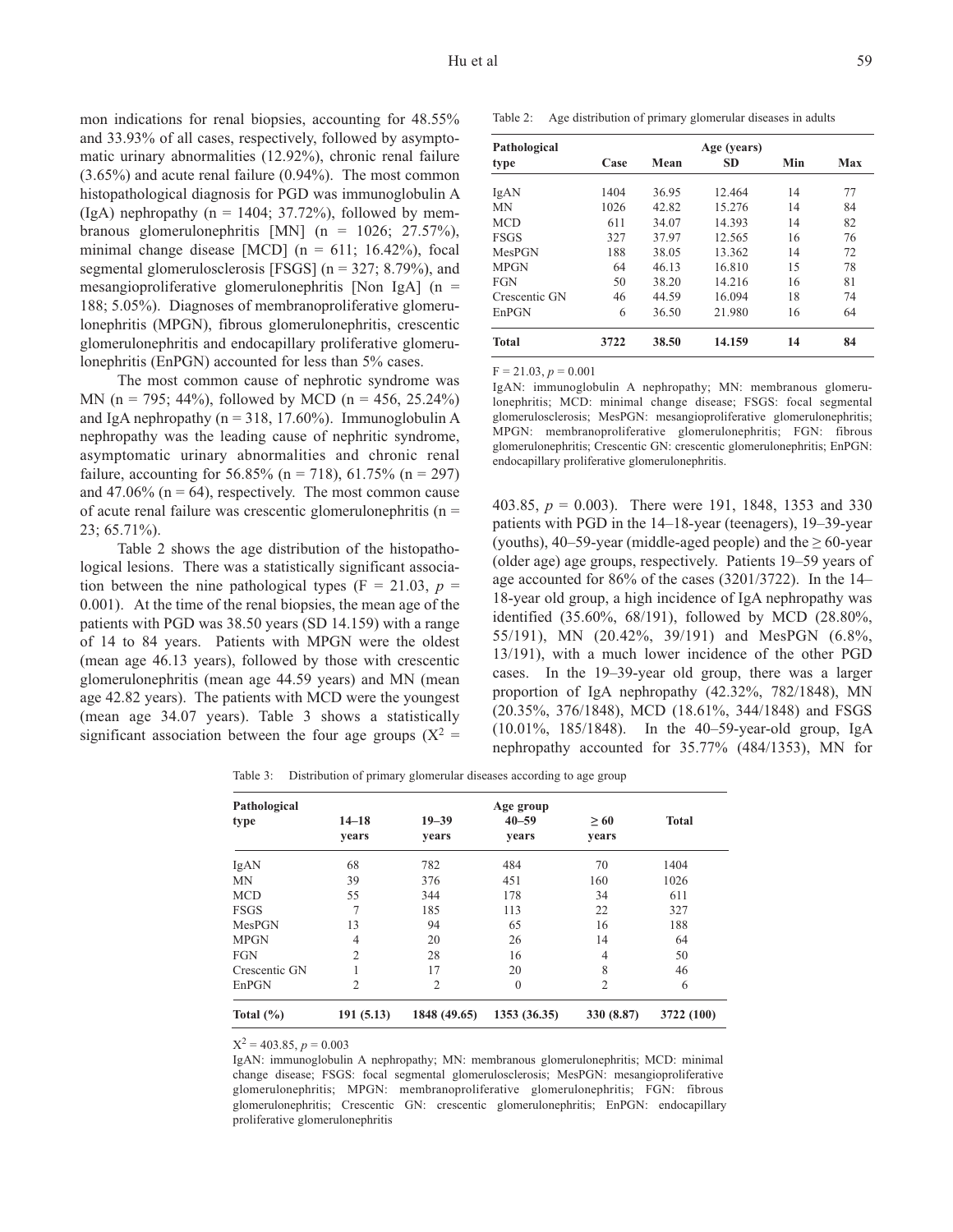mon indications for renal biopsies, accounting for 48.55% and 33.93% of all cases, respectively, followed by asymptomatic urinary abnormalities (12.92%), chronic renal failure (3.65%) and acute renal failure (0.94%). The most common histopathological diagnosis for PGD was immunoglobulin A (IgA) nephropathy (n = 1404; 37.72%), followed by membranous glomerulonephritis [MN] (n = 1026; 27.57%), minimal change disease [MCD] (n = 611; 16.42%), focal segmental glomerulosclerosis [FSGS] (n = 327; 8.79%), and mesangioproliferative glomerulonephritis [Non IgA] (n = 188; 5.05%). Diagnoses of membranoproliferative glomerulonephritis (MPGN), fibrous glomerulonephritis, crescentic glomerulonephritis and endocapillary proliferative glomerulonephritis (EnPGN) accounted for less than 5% cases.

The most common cause of nephrotic syndrome was MN (n = 795; 44%), followed by MCD (n = 456, 25.24%) and IgA nephropathy (n = 318, 17.60%). Immunoglobulin A nephropathy was the leading cause of nephritic syndrome, asymptomatic urinary abnormalities and chronic renal failure, accounting for 56.85% (n = 718), 61.75% (n = 297) and 47.06% (n = 64), respectively. The most common cause of acute renal failure was crescentic glomerulonephritis (n = 23; 65.71%).

Table 2 shows the age distribution of the histopathological lesions. There was a statistically significant association between the nine pathological types ($F = 21.03$, $p = 0.001$). At the time of the renal biopsies, the mean age of the patients with PGD was 38.50 years (SD 14.159) with a range of 14 to 84 years. Patients with MPGN were the oldest (mean age 46.13 years), followed by those with crescentic glomerulonephritis (mean age 44.59 years) and MN (mean age 42.82 years). The patients with MCD were the youngest (mean age 34.07 years). Table 3 shows a statistically significant association between the four age groups ($X^2 = 403.85$, $p = 0.003$). There were 191, 1848, 1353 and 330 patients with PGD in the 14–18-year (teenagers), 19–39-year (youths), 40–59-year (middle-aged people) and the ≥ 60-year (older age) age groups, respectively. Patients 19–59 years of age accounted for 86% of the cases (3201/3722). In the 14–18-year old group, a high incidence of IgA nephropathy was identified (35.60%, 68/191), followed by MCD (28.80%, 55/191), MN (20.42%, 39/191) and MesPGN (6.8%, 13/191), with a much lower incidence of the other PGD cases. In the 19–39-year old group, there was a larger proportion of IgA nephropathy (42.32%, 782/1848), MN (20.35%, 376/1848), MCD (18.61%, 344/1848) and FSGS (10.01%, 185/1848). In the 40–59-year-old group, IgA nephropathy accounted for 35.77% (484/1353), MN for

Table 2: Age distribution of primary glomerular diseases in adults

| Pathological type | Case | Mean | SD | Min | Max |
|---|---|---|---|---|---|
| | | Age (years) | | | |
| IgAN | 1404 | 36.95 | 12.464 | 14 | 77 |
| MN | 1026 | 42.82 | 15.276 | 14 | 84 |
| MCD | 611 | 34.07 | 14.393 | 14 | 82 |
| FSGS | 327 | 37.97 | 12.565 | 16 | 76 |
| MesPGN | 188 | 38.05 | 13.362 | 14 | 72 |
| MPGN | 64 | 46.13 | 16.810 | 15 | 78 |
| FGN | 50 | 38.20 | 14.216 | 16 | 81 |
| Crescentic GN | 46 | 44.59 | 16.094 | 18 | 74 |
| EnPGN | 6 | 36.50 | 21.980 | 16 | 64 |
| **Total** | **3722** | **38.50** | **14.159** | **14** | **84** |

$F = 21.03$, $p = 0.001$

IgAN: immunoglobulin A nephropathy; MN: membranous glomerulonephritis; MCD: minimal change disease; FSGS: focal segmental glomerulosclerosis; MesPGN: mesangioproliferative glomerulonephritis; MPGN: membranoproliferative glomerulonephritis; FGN: fibrous glomerulonephritis; Crescentic GN: crescentic glomerulonephritis; EnPGN: endocapillary proliferative glomerulonephritis.

Table 3: Distribution of primary glomerular diseases according to age group

| Pathological type | 14–18 years | 19–39 years | 40–59 years | ≥ 60 years | Total |
|---|---|---|---|---|---|
| | | | Age group | | |
| IgAN | 68 | 782 | 484 | 70 | 1404 |
| MN | 39 | 376 | 451 | 160 | 1026 |
| MCD | 55 | 344 | 178 | 34 | 611 |
| FSGS | 7 | 185 | 113 | 22 | 327 |
| MesPGN | 13 | 94 | 65 | 16 | 188 |
| MPGN | 4 | 20 | 26 | 14 | 64 |
| FGN | 2 | 28 | 16 | 4 | 50 |
| Crescentic GN | 1 | 17 | 20 | 8 | 46 |
| EnPGN | 2 | 2 | 0 | 2 | 6 |
| **Total (%)** | **191 (5.13)** | **1848 (49.65)** | **1353 (36.35)** | **330 (8.87)** | **3722 (100)** |

$X^2 = 403.85$, $p = 0.003$

IgAN: immunoglobulin A nephropathy; MN: membranous glomerulonephritis; MCD: minimal change disease; FSGS: focal segmental glomerulosclerosis; MesPGN: mesangioproliferative glomerulonephritis; MPGN: membranoproliferative glomerulonephritis; FGN: fibrous glomerulonephritis; Crescentic GN: crescentic glomerulonephritis; EnPGN: endocapillary proliferative glomerulonephritis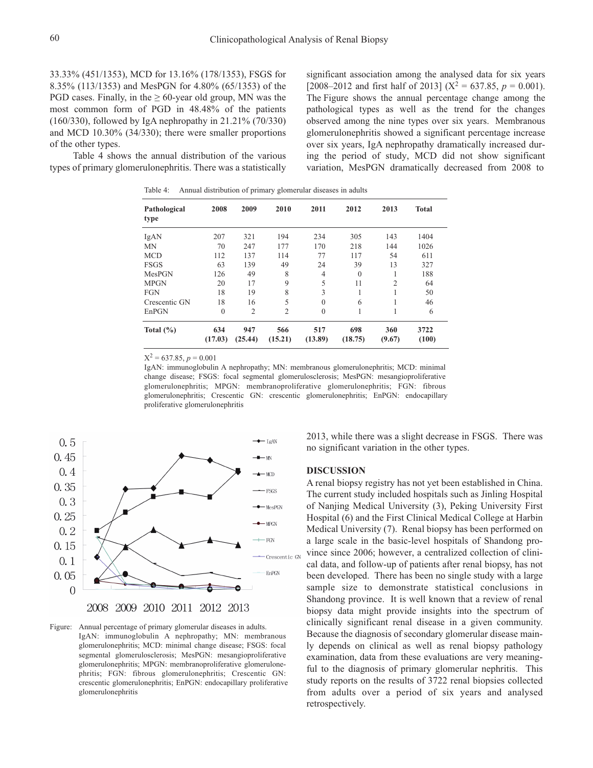33.33% (451/1353), MCD for 13.16% (178/1353), FSGS for 8.35% (113/1353) and MesPGN for 4.80% (65/1353) of the PGD cases. Finally, in the ≥ 60-year old group, MN was the most common form of PGD in 48.48% of the patients (160/330), followed by IgA nephropathy in 21.21% (70/330) and MCD 10.30% (34/330); there were smaller proportions of the other types.

Table 4 shows the annual distribution of the various types of primary glomerulonephritis. There was a statistically significant association among the analysed data for six years [2008–2012 and first half of 2013] ($X^2 = 637.85$, $p = 0.001$). The Figure shows the annual percentage change among the pathological types as well as the trend for the changes observed among the nine types over six years. Membranous glomerulonephritis showed a significant percentage increase over six years, IgA nephropathy dramatically increased during the period of study, MCD did not show significant variation, MesPGN dramatically decreased from 2008 to 2013, while there was a slight decrease in FSGS. There was no significant variation in the other types.

Table 4: Annual distribution of primary glomerular diseases in adults

| Pathological type | 2008 | 2009 | 2010 | 2011 | 2012 | 2013 | Total |
|---|---|---|---|---|---|---|---|
| IgAN | 207 | 321 | 194 | 234 | 305 | 143 | 1404 |
| MN | 70 | 247 | 177 | 170 | 218 | 144 | 1026 |
| MCD | 112 | 137 | 114 | 77 | 117 | 54 | 611 |
| FSGS | 63 | 139 | 49 | 24 | 39 | 13 | 327 |
| MesPGN | 126 | 49 | 8 | 4 | 0 | 1 | 188 |
| MPGN | 20 | 17 | 9 | 5 | 11 | 2 | 64 |
| FGN | 18 | 19 | 8 | 3 | 1 | 1 | 50 |
| Crescentic GN | 18 | 16 | 5 | 0 | 6 | 1 | 46 |
| EnPGN | 0 | 2 | 2 | 0 | 1 | 1 | 6 |
| **Total (%)** | **634 (17.03)** | **947 (25.44)** | **566 (15.21)** | **517 (13.89)** | **698 (18.75)** | **360 (9.67)** | **3722 (100)** |

$X^2 = 637.85$, $p = 0.001$

IgAN: immunoglobulin A nephropathy; MN: membranous glomerulonephritis; MCD: minimal change disease; FSGS: focal segmental glomerulosclerosis; MesPGN: mesangioproliferative glomerulonephritis; MPGN: membranoproliferative glomerulonephritis; FGN: fibrous glomerulonephritis; Crescentic GN: crescentic glomerulonephritis; EnPGN: endocapillary proliferative glomerulonephritis

Figure: Annual percentage of primary glomerular diseases in adults. IgAN: immunoglobulin A nephropathy; MN: membranous glomerulonephritis; MCD: minimal change disease; FSGS: focal segmental glomerulosclerosis; MesPGN: mesangioproliferative glomerulonephritis; MPGN: membranoproliferative glomerulonephritis; FGN: fibrous glomerulonephritis; Crescentic GN: crescentic glomerulonephritis; EnPGN: endocapillary proliferative glomerulonephritis

## DISCUSSION

A renal biopsy registry has not yet been established in China. The current study included hospitals such as Jinling Hospital of Nanjing Medical University (3), Peking University First Hospital (6) and the First Clinical Medical College at Harbin Medical University (7). Renal biopsy has been performed on a large scale in the basic-level hospitals of Shandong province since 2006; however, a centralized collection of clinical data, and follow-up of patients after renal biopsy, has not been developed. There has been no single study with a large sample size to demonstrate statistical conclusions in Shandong province. It is well known that a review of renal biopsy data might provide insights into the spectrum of clinically significant renal disease in a given community. Because the diagnosis of secondary glomerular disease mainly depends on clinical as well as renal biopsy pathology examination, data from these evaluations are very meaningful to the diagnosis of primary glomerular nephritis. This study reports on the results of 3722 renal biopsies collected from adults over a period of six years and analysed retrospectively.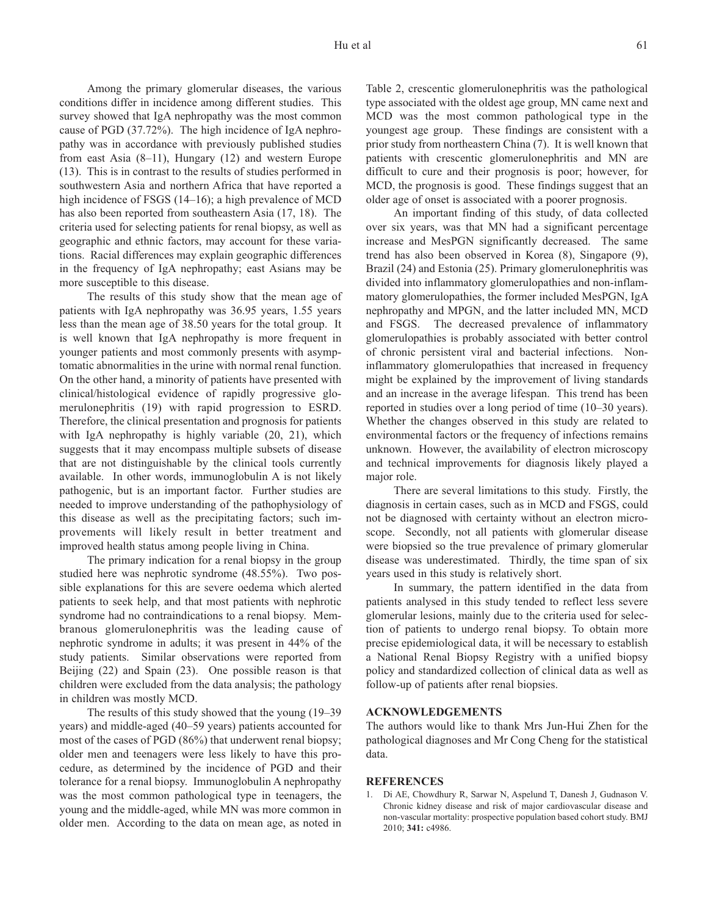Among the primary glomerular diseases, the various conditions differ in incidence among different studies. This survey showed that IgA nephropathy was the most common cause of PGD (37.72%). The high incidence of IgA nephropathy was in accordance with previously published studies from east Asia (8–11), Hungary (12) and western Europe (13). This is in contrast to the results of studies performed in southwestern Asia and northern Africa that have reported a high incidence of FSGS (14–16); a high prevalence of MCD has also been reported from southeastern Asia (17, 18). The criteria used for selecting patients for renal biopsy, as well as geographic and ethnic factors, may account for these variations. Racial differences may explain geographic differences in the frequency of IgA nephropathy; east Asians may be more susceptible to this disease.

The results of this study show that the mean age of patients with IgA nephropathy was 36.95 years, 1.55 years less than the mean age of 38.50 years for the total group. It is well known that IgA nephropathy is more frequent in younger patients and most commonly presents with asymptomatic abnormalities in the urine with normal renal function. On the other hand, a minority of patients have presented with clinical/histological evidence of rapidly progressive glomerulonephritis (19) with rapid progression to ESRD. Therefore, the clinical presentation and prognosis for patients with IgA nephropathy is highly variable (20, 21), which suggests that it may encompass multiple subsets of disease that are not distinguishable by the clinical tools currently available. In other words, immunoglobulin A is not likely pathogenic, but is an important factor. Further studies are needed to improve understanding of the pathophysiology of this disease as well as the precipitating factors; such improvements will likely result in better treatment and improved health status among people living in China.

The primary indication for a renal biopsy in the group studied here was nephrotic syndrome (48.55%). Two possible explanations for this are severe oedema which alerted patients to seek help, and that most patients with nephrotic syndrome had no contraindications to a renal biopsy. Membranous glomerulonephritis was the leading cause of nephrotic syndrome in adults; it was present in 44% of the study patients. Similar observations were reported from Beijing (22) and Spain (23). One possible reason is that children were excluded from the data analysis; the pathology in children was mostly MCD.

The results of this study showed that the young (19–39 years) and middle-aged (40–59 years) patients accounted for most of the cases of PGD (86%) that underwent renal biopsy; older men and teenagers were less likely to have this procedure, as determined by the incidence of PGD and their tolerance for a renal biopsy. Immunoglobulin A nephropathy was the most common pathological type in teenagers, the young and the middle-aged, while MN was more common in older men. According to the data on mean age, as noted in Table 2, crescentic glomerulonephritis was the pathological type associated with the oldest age group, MN came next and MCD was the most common pathological type in the youngest age group. These findings are consistent with a prior study from northeastern China (7). It is well known that patients with crescentic glomerulonephritis and MN are difficult to cure and their prognosis is poor; however, for MCD, the prognosis is good. These findings suggest that an older age of onset is associated with a poorer prognosis.

An important finding of this study, of data collected over six years, was that MN had a significant percentage increase and MesPGN significantly decreased. The same trend has also been observed in Korea (8), Singapore (9), Brazil (24) and Estonia (25). Primary glomerulonephritis was divided into inflammatory glomerulopathies and non-inflammatory glomerulopathies, the former included MesPGN, IgA nephropathy and MPGN, and the latter included MN, MCD and FSGS. The decreased prevalence of inflammatory glomerulopathies is probably associated with better control of chronic persistent viral and bacterial infections. Non-inflammatory glomerulopathies that increased in frequency might be explained by the improvement of living standards and an increase in the average lifespan. This trend has been reported in studies over a long period of time (10–30 years). Whether the changes observed in this study are related to environmental factors or the frequency of infections remains unknown. However, the availability of electron microscopy and technical improvements for diagnosis likely played a major role.

There are several limitations to this study. Firstly, the diagnosis in certain cases, such as in MCD and FSGS, could not be diagnosed with certainty without an electron microscope. Secondly, not all patients with glomerular disease were biopsied so the true prevalence of primary glomerular disease was underestimated. Thirdly, the time span of six years used in this study is relatively short.

In summary, the pattern identified in the data from patients analysed in this study tended to reflect less severe glomerular lesions, mainly due to the criteria used for selection of patients to undergo renal biopsy. To obtain more precise epidemiological data, it will be necessary to establish a National Renal Biopsy Registry with a unified biopsy policy and standardized collection of clinical data as well as follow-up of patients after renal biopsies.

## ACKNOWLEDGEMENTS

The authors would like to thank Mrs Jun-Hui Zhen for the pathological diagnoses and Mr Cong Cheng for the statistical data.

## REFERENCES

1. Di AE, Chowdhury R, Sarwar N, Aspelund T, Danesh J, Gudnason V. Chronic kidney disease and risk of major cardiovascular disease and non-vascular mortality: prospective population based cohort study. BMJ 2010; **341:** c4986.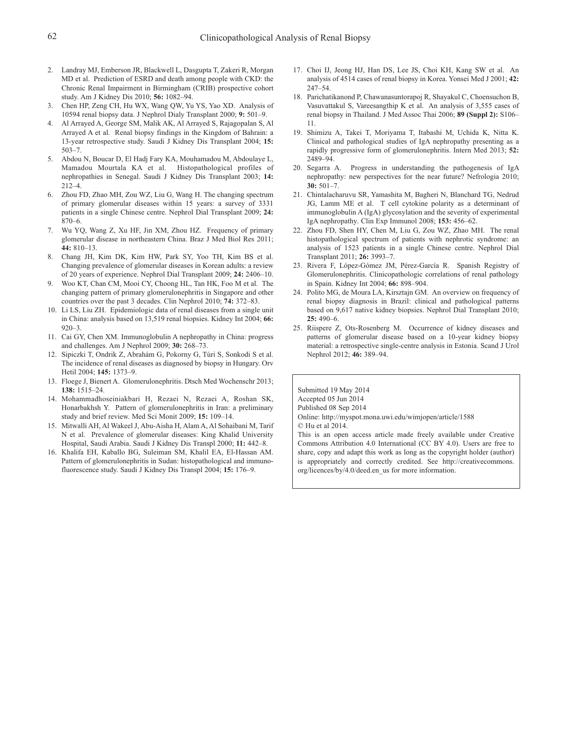2. Landray MJ, Emberson JR, Blackwell L, Dasgupta T, Zakeri R, Morgan MD et al. Prediction of ESRD and death among people with CKD: the Chronic Renal Impairment in Birmingham (CRIB) prospective cohort study. Am J Kidney Dis 2010; **56:** 1082–94.
3. Chen HP, Zeng CH, Hu WX, Wang QW, Yu YS, Yao XD. Analysis of 10594 renal biopsy data. J Nephrol Dialy Transplant 2000; **9:** 501–9.
4. Al Arrayed A, George SM, Malik AK, Al Arrayed S, Rajagopalan S, Al Arrayed A et al. Renal biopsy findings in the Kingdom of Bahrain: a 13-year retrospective study. Saudi J Kidney Dis Transplant 2004; **15:** 503–7.
5. Abdou N, Boucar D, El Hadj Fary KA, Mouhamadou M, Abdoulaye L, Mamadou Mourtala KA et al. Histopathological profiles of nephropathies in Senegal. Saudi J Kidney Dis Transplant 2003; **14:** 212–4.
6. Zhou FD, Zhao MH, Zou WZ, Liu G, Wang H. The changing spectrum of primary glomerular diseases within 15 years: a survey of 3331 patients in a single Chinese centre. Nephrol Dial Transplant 2009; **24:** 870–6.
7. Wu YQ, Wang Z, Xu HF, Jin XM, Zhou HZ. Frequency of primary glomerular disease in northeastern China. Braz J Med Biol Res 2011; **44:** 810–13.
8. Chang JH, Kim DK, Kim HW, Park SY, Yoo TH, Kim BS et al. Changing prevalence of glomerular diseases in Korean adults: a review of 20 years of experience. Nephrol Dial Transplant 2009; **24:** 2406–10.
9. Woo KT, Chan CM, Mooi CY, Choong HL, Tan HK, Foo M et al. The changing pattern of primary glomerulonephritis in Singapore and other countries over the past 3 decades. Clin Nephrol 2010; **74:** 372–83.
10. Li LS, Liu ZH. Epidemiologic data of renal diseases from a single unit in China: analysis based on 13,519 renal biopsies. Kidney Int 2004; **66:** 920–3.
11. Cai GY, Chen XM. Immunoglobulin A nephropathy in China: progress and challenges. Am J Nephrol 2009; **30:** 268–73.
12. Sipiczki T, Ondrik Z, Abrahám G, Pokorny G, Túri S, Sonkodi S et al. The incidence of renal diseases as diagnosed by biopsy in Hungary. Orv Hetil 2004; **145:** 1373–9.
13. Floege J, Bienert A. Glomerulonephritis. Dtsch Med Wochenschr 2013; **138:** 1515–24.
14. Mohammadhoseiniakbari H, Rezaei N, Rezaei A, Roshan SK, Honarbakhsh Y. Pattern of glomerulonephritis in Iran: a preliminary study and brief review. Med Sci Monit 2009; **15:** 109–14.
15. Mitwalli AH, Al Wakeel J, Abu-Aisha H, Alam A, Al Sohaibani M, Tarif N et al. Prevalence of glomerular diseases: King Khalid University Hospital, Saudi Arabia. Saudi J Kidney Dis Transpl 2000; **11:** 442–8.
16. Khalifa EH, Kaballo BG, Suleiman SM, Khalil EA, El-Hassan AM. Pattern of glomerulonephritis in Sudan: histopathological and immuno-fluorescence study. Saudi J Kidney Dis Transpl 2004; **15:** 176–9.
17. Choi IJ, Jeong HJ, Han DS, Lee JS, Choi KH, Kang SW et al. An analysis of 4514 cases of renal biopsy in Korea. Yonsei Med J 2001; **42:** 247–54.
18. Parichatikanond P, Chawanasuntorapoj R, Shayakul C, Choensuchon B, Vasuvattakul S, Vareesangthip K et al. An analysis of 3,555 cases of renal biopsy in Thailand. J Med Assoc Thai 2006; **89 (Suppl 2):** S106–11.
19. Shimizu A, Takei T, Moriyama T, Itabashi M, Uchida K, Nitta K. Clinical and pathological studies of IgA nephropathy presenting as a rapidly progressive form of glomerulonephritis. Intern Med 2013; **52:** 2489–94.
20. Segarra A. Progress in understanding the pathogenesis of IgA nephropathy: new perspectives for the near future? Nefrologia 2010; **30:** 501–7.
21. Chintalacharuvu SR, Yamashita M, Bagheri N, Blanchard TG, Nedrud JG, Lamm ME et al. T cell cytokine polarity as a determinant of immunoglobulin A (IgA) glycosylation and the severity of experimental IgA nephropathy. Clin Exp Immunol 2008; **153:** 456–62.
22. Zhou FD, Shen HY, Chen M, Liu G, Zou WZ, Zhao MH. The renal histopathological spectrum of patients with nephrotic syndrome: an analysis of 1523 patients in a single Chinese centre. Nephrol Dial Transplant 2011; **26:** 3993–7.
23. Rivera F, López-Gómez JM, Pérez-García R. Spanish Registry of Glomerulonephritis. Clinicopathologic correlations of renal pathology in Spain. Kidney Int 2004; **66:** 898–904.
24. Polito MG, de Moura LA, Kirsztajn GM. An overview on frequency of renal biopsy diagnosis in Brazil: clinical and pathological patterns based on 9,617 native kidney biopsies. Nephrol Dial Transplant 2010; **25:** 490–6.
25. Riispere Z, Ots-Rosenberg M. Occurrence of kidney diseases and patterns of glomerular disease based on a 10-year kidney biopsy material: a retrospective single-centre analysis in Estonia. Scand J Urol Nephrol 2012; **46:** 389–94.

Submitted 19 May 2014
Accepted 05 Jun 2014
Published 08 Sep 2014
Online: http://myspot.mona.uwi.edu/wimjopen/article/1588
© Hu et al 2014.
This is an open access article made freely available under Creative Commons Attribution 4.0 International (CC BY 4.0). Users are free to share, copy and adapt this work as long as the copyright holder (author) is appropriately and correctly credited. See http://creativecommons.org/licences/by/4.0/deed.en_us for more information.